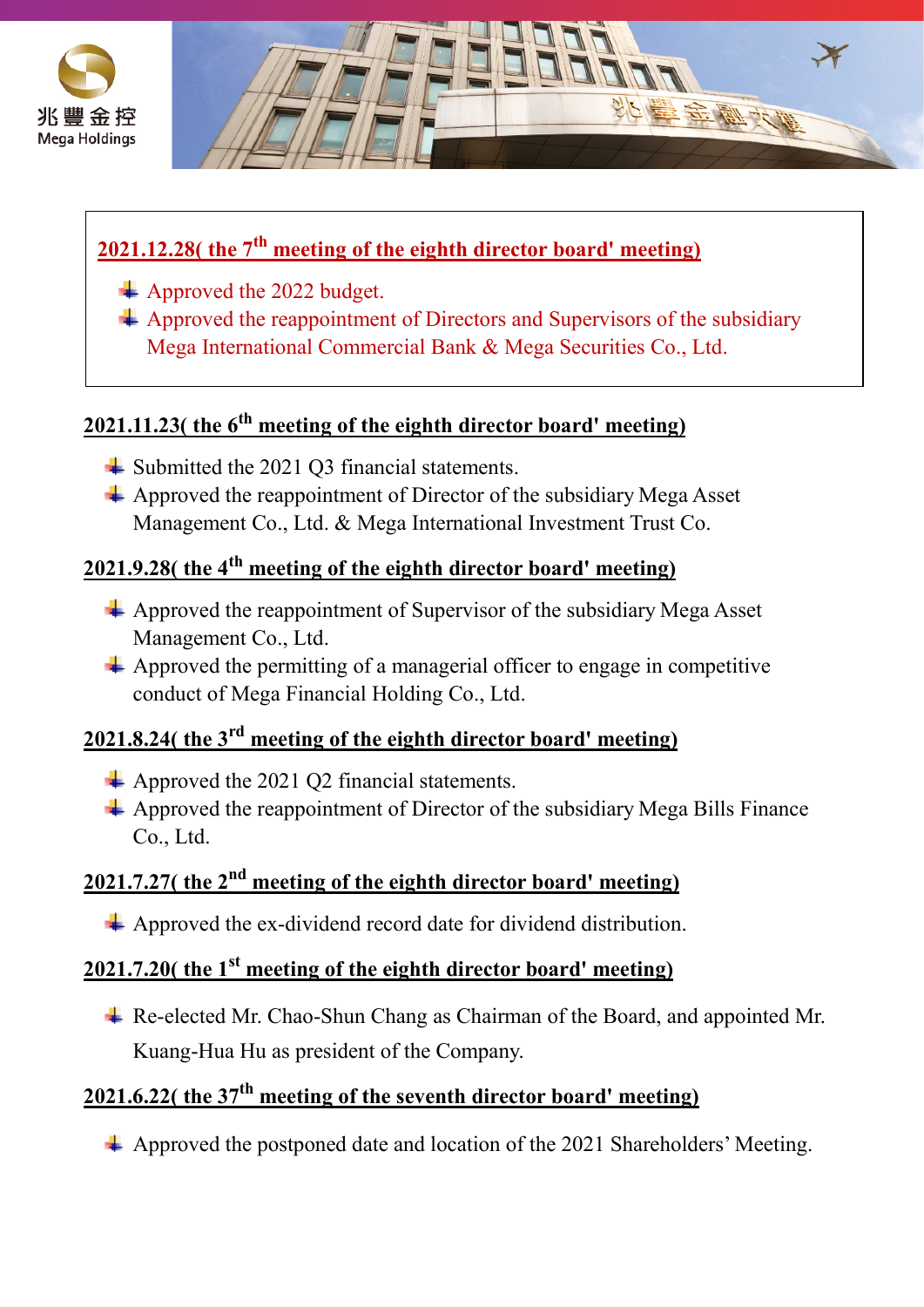## 2021.12.28( the 7th meeting of the eighth director board' meeting)

- Approved the 2022 budget.
- Approved the reappointment of Directors and Supervisors of the subsidiary Mega International Commercial Bank & Mega Securities Co., Ltd.

## 2021.11.23( the 6th meeting of the eighth director board' meeting)

- Submitted the 2021 Q3 financial statements.
- Approved the reappointment of Director of the subsidiary Mega Asset Management Co., Ltd. & Mega International Investment Trust Co.

## 2021.9.28( the 4th meeting of the eighth director board' meeting)

- Approved the reappointment of Supervisor of the subsidiary Mega Asset Management Co., Ltd.
- Approved the permitting of a managerial officer to engage in competitive conduct of Mega Financial Holding Co., Ltd.

## 2021.8.24( the 3rd meeting of the eighth director board' meeting)

- Approved the 2021 Q2 financial statements.
- Approved the reappointment of Director of the subsidiary Mega Bills Finance Co., Ltd.

## 2021.7.27( the 2nd meeting of the eighth director board' meeting)

- Approved the ex-dividend record date for dividend distribution.

## 2021.7.20( the 1st meeting of the eighth director board' meeting)

- Re-elected Mr. Chao-Shun Chang as Chairman of the Board, and appointed Mr. Kuang-Hua Hu as president of the Company.

## 2021.6.22( the 37th meeting of the seventh director board' meeting)

- Approved the postponed date and location of the 2021 Shareholders' Meeting.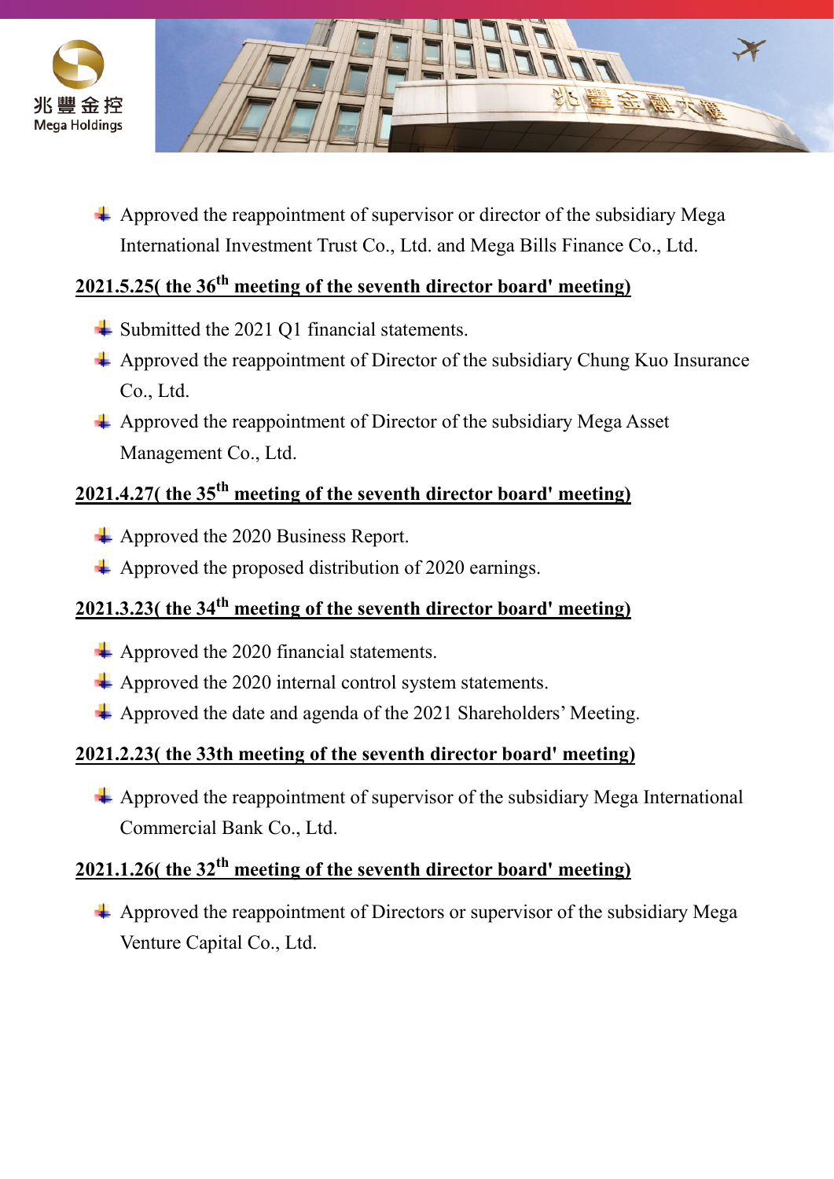- Approved the reappointment of supervisor or director of the subsidiary Mega International Investment Trust Co., Ltd. and Mega Bills Finance Co., Ltd.

**2021.5.25( the 36th meeting of the seventh director board' meeting)**

- Submitted the 2021 Q1 financial statements.
- Approved the reappointment of Director of the subsidiary Chung Kuo Insurance Co., Ltd.
- Approved the reappointment of Director of the subsidiary Mega Asset Management Co., Ltd.

**2021.4.27( the 35th meeting of the seventh director board' meeting)**

- Approved the 2020 Business Report.
- Approved the proposed distribution of 2020 earnings.

**2021.3.23( the 34th meeting of the seventh director board' meeting)**

- Approved the 2020 financial statements.
- Approved the 2020 internal control system statements.
- Approved the date and agenda of the 2021 Shareholders' Meeting.

**2021.2.23( the 33th meeting of the seventh director board' meeting)**

- Approved the reappointment of supervisor of the subsidiary Mega International Commercial Bank Co., Ltd.

**2021.1.26( the 32th meeting of the seventh director board' meeting)**

- Approved the reappointment of Directors or supervisor of the subsidiary Mega Venture Capital Co., Ltd.